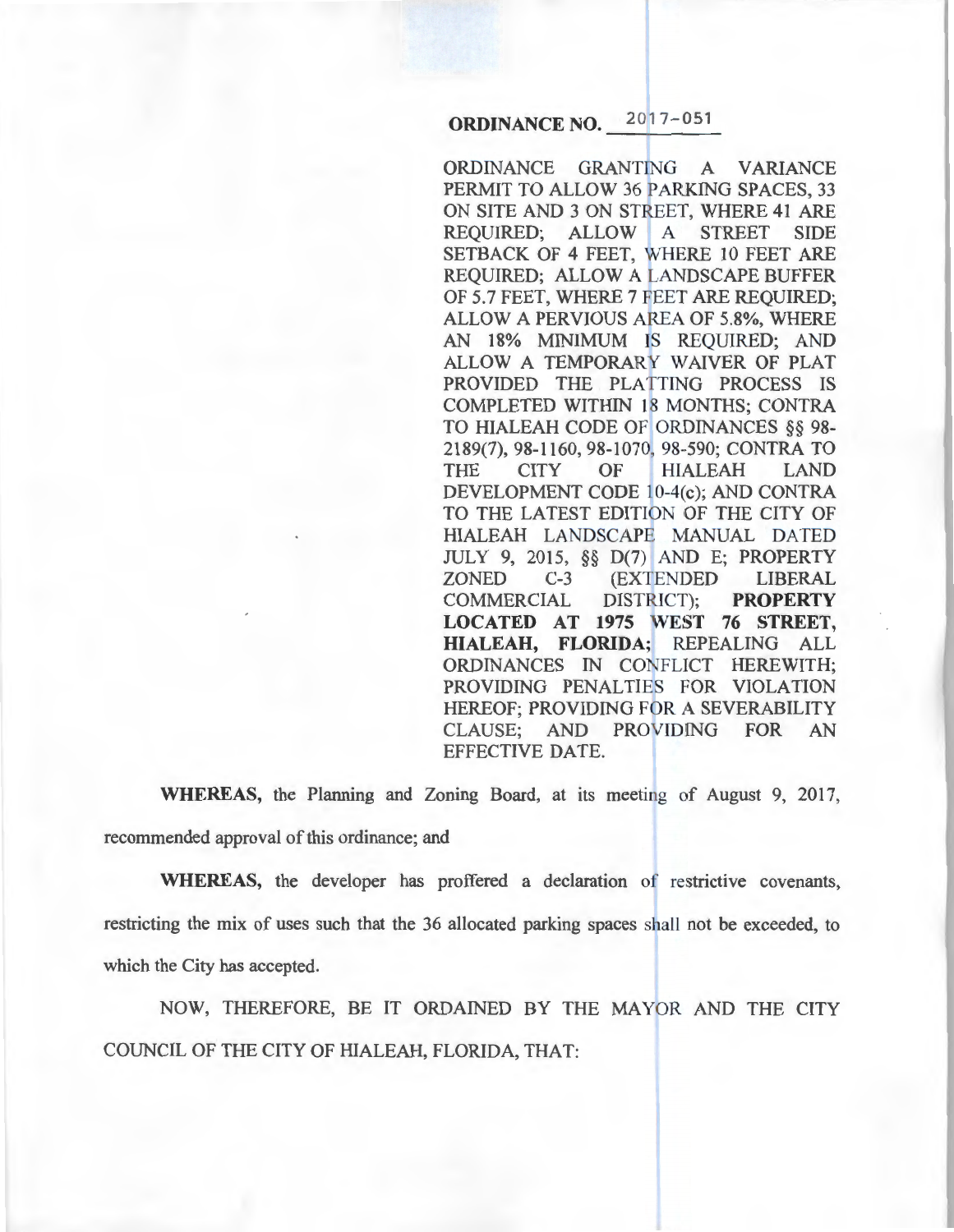# ORDINANCE NO. 2017-051

ORDINANCE GRANTING A VARIANCE PERMIT TO ALLOW 36 PARKING SPACES, 33 ON SITE AND 3 ON STREET, WHERE 41 ARE REQUIRED; ALLOW A STREET SIDE SETBACK OF 4 FEET, WHERE 10 FEET ARE REQUIRED; ALLOW A LANDSCAPE BUFFER OF 5.7 FEET, WHERE 7 FEET ARE REQUIRED; ALLOW A PERVIOUS AREA OF 5.8%, WHERE AN 18% MINIMUM IS REQUIRED; AND ALLOW A TEMPORARY WAIVER OF PLAT PROVIDED THE PLATTING PROCESS IS COMPLETED WITHIN 18 MONTHS; CONTRA TO HIALEAH CODE OF ORDINANCES §§ 98-2189(7), 98-1160, 98-1070, 98-590; CONTRA TO THE CITY OF HIALEAH LAND DEVELOPMENT CODE 10-4(c); AND CONTRA TO THE LATEST EDITION OF THE CITY OF HIALEAH LANDSCAPE MANUAL DATED JULY 9, 2015, §§ D(7) AND E; PROPERTY ZONED C-3 (EXTENDED LIBERAL COMMERCIAL DISTRICT); **PROPERTY LOCATED AT 1975 WEST 76 STREET, HIALEAH, FLORIDA;** REPEALING ALL ORDINANCES IN CONFLICT HEREWITH; PROVIDING PENALTIES FOR VIOLATION HEREOF; PROVIDING FOR A SEVERABILITY CLAUSE; AND PROVIDING FOR AN EFFECTIVE DATE.

**WHEREAS,** the Planning and Zoning Board, at its meeting of August 9, 2017, recommended approval of this ordinance; and

**WHEREAS,** the developer has proffered a declaration of restrictive covenants, restricting the mix of uses such that the 36 allocated parking spaces shall not be exceeded, to which the City has accepted.

NOW, THEREFORE, BE IT ORDAINED BY THE MAYOR AND THE CITY COUNCIL OF THE CITY OF HIALEAH, FLORIDA, THAT: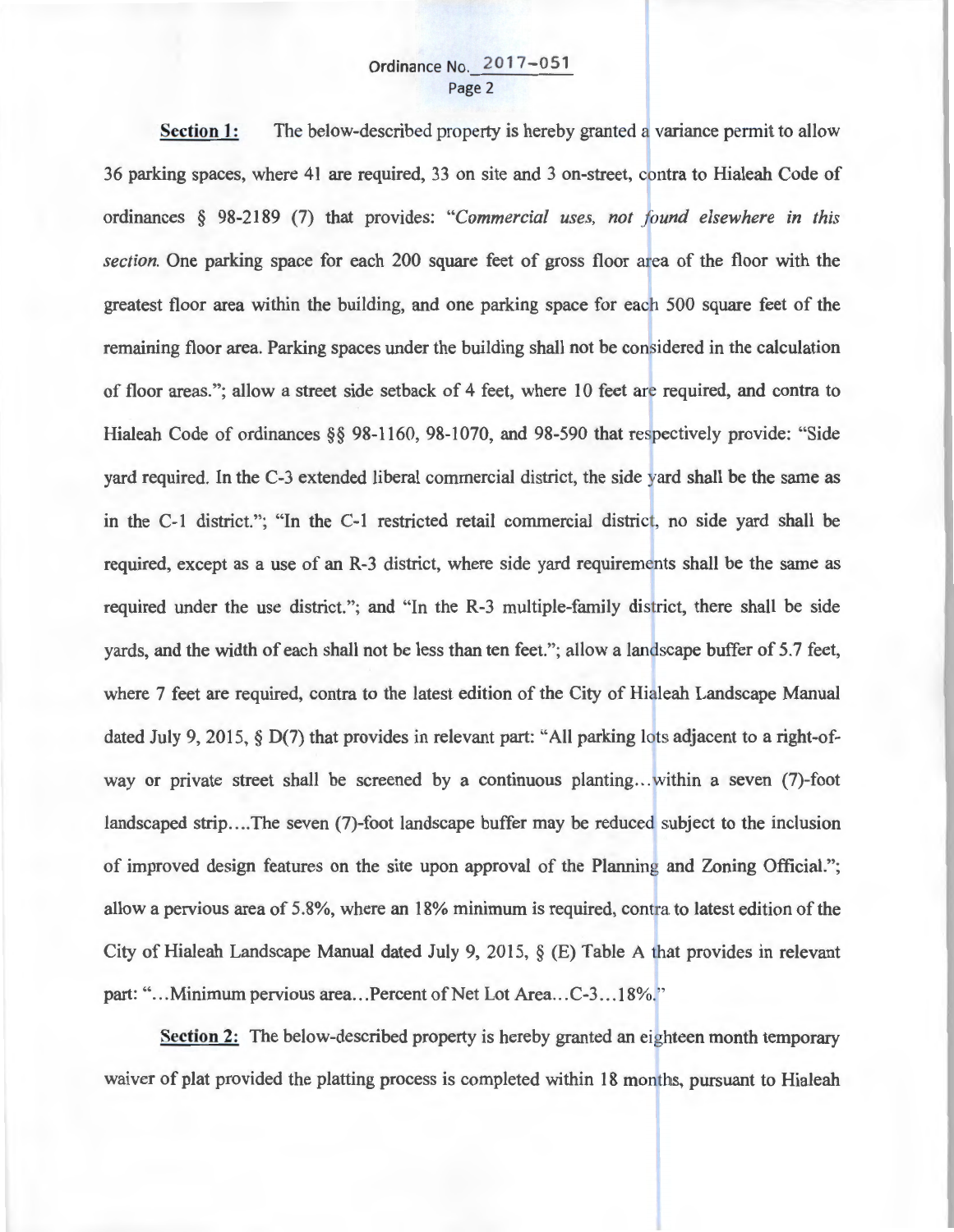**Section 1:** The below-described property is hereby granted a variance permit to allow 36 parking spaces, where 41 are required, 33 on site and 3 on-street, contra to Hialeah Code of ordinances § 98-2189 (7) that provides: "*Commercial uses, not found elsewhere in this section.* One parking space for each 200 square feet of gross floor area of the floor with the greatest floor area within the building, and one parking space for each 500 square feet of the remaining floor area. Parking spaces under the building shall not be considered in the calculation of floor areas."; allow a street side setback of 4 feet, where 10 feet are required, and contra to Hialeah Code of ordinances §§ 98-1160, 98-1070, and 98-590 that respectively provide: "Side yard required. In the C-3 extended liberal commercial district, the side yard shall be the same as in the C-1 district."; "In the C-1 restricted retail commercial district, no side yard shall be required, except as a use of an R-3 district, where side yard requirements shall be the same as required under the use district."; and "In the R-3 multiple-family district, there shall be side yards, and the width of each shall not be less than ten feet."; allow a landscape buffer of 5.7 feet, where 7 feet are required, contra to the latest edition of the City of Hialeah Landscape Manual dated July 9, 2015, § D(7) that provides in relevant part: "All parking lots adjacent to a right-of-way or private street shall be screened by a continuous planting...within a seven (7)-foot landscaped strip....The seven (7)-foot landscape buffer may be reduced subject to the inclusion of improved design features on the site upon approval of the Planning and Zoning Official."; allow a pervious area of 5.8%, where an 18% minimum is required, contra to latest edition of the City of Hialeah Landscape Manual dated July 9, 2015, § (E) Table A that provides in relevant part: "...Minimum pervious area...Percent of Net Lot Area...C-3...18%."

**Section 2:** The below-described property is hereby granted an eighteen month temporary waiver of plat provided the platting process is completed within 18 months, pursuant to Hialeah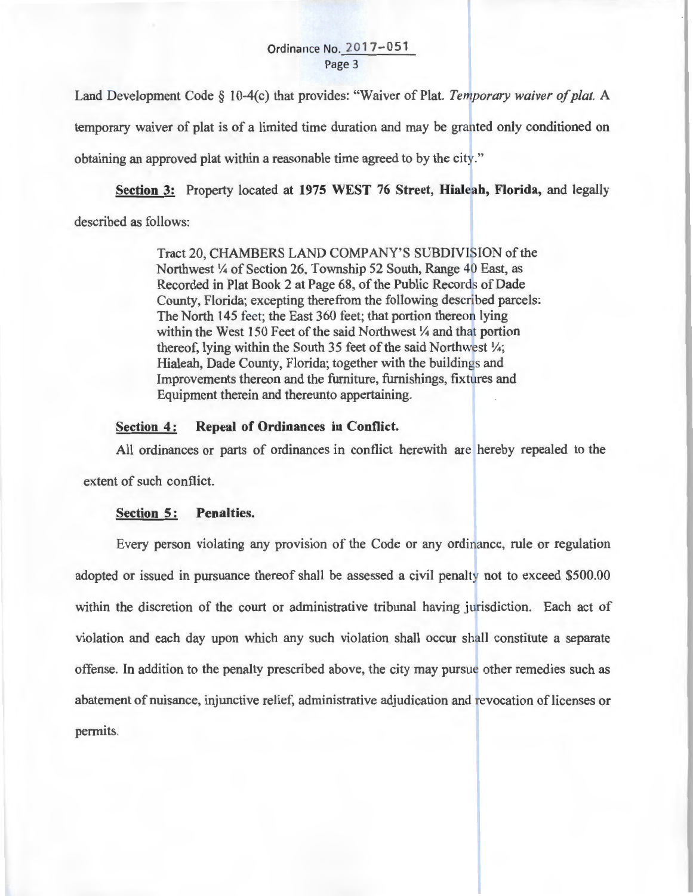Land Development Code § 10-4(c) that provides: "Waiver of Plat. *Temporary waiver of plat.* A temporary waiver of plat is of a limited time duration and may be granted only conditioned on obtaining an approved plat within a reasonable time agreed to by the city."

**Section 3:** Property located at **1975 WEST 76 Street, Hialeah, Florida,** and legally described as follows:

> Tract 20, CHAMBERS LAND COMPANY'S SUBDIVISION of the Northwest ¼ of Section 26, Township 52 South, Range 40 East, as Recorded in Plat Book 2 at Page 68, of the Public Records of Dade County, Florida; excepting therefrom the following described parcels: The North 145 feet; the East 360 feet; that portion thereon lying within the West 150 Feet of the said Northwest ¼ and that portion thereof, lying within the South 35 feet of the said Northwest ¼; Hialeah, Dade County, Florida; together with the buildings and Improvements thereon and the furniture, furnishings, fixtures and Equipment therein and thereunto appertaining.

**Section 4: Repeal of Ordinances in Conflict.**

All ordinances or parts of ordinances in conflict herewith are hereby repealed to the extent of such conflict.

**Section 5: Penalties.**

Every person violating any provision of the Code or any ordinance, rule or regulation adopted or issued in pursuance thereof shall be assessed a civil penalty not to exceed $500.00 within the discretion of the court or administrative tribunal having jurisdiction. Each act of violation and each day upon which any such violation shall occur shall constitute a separate offense. In addition to the penalty prescribed above, the city may pursue other remedies such as abatement of nuisance, injunctive relief, administrative adjudication and revocation of licenses or permits.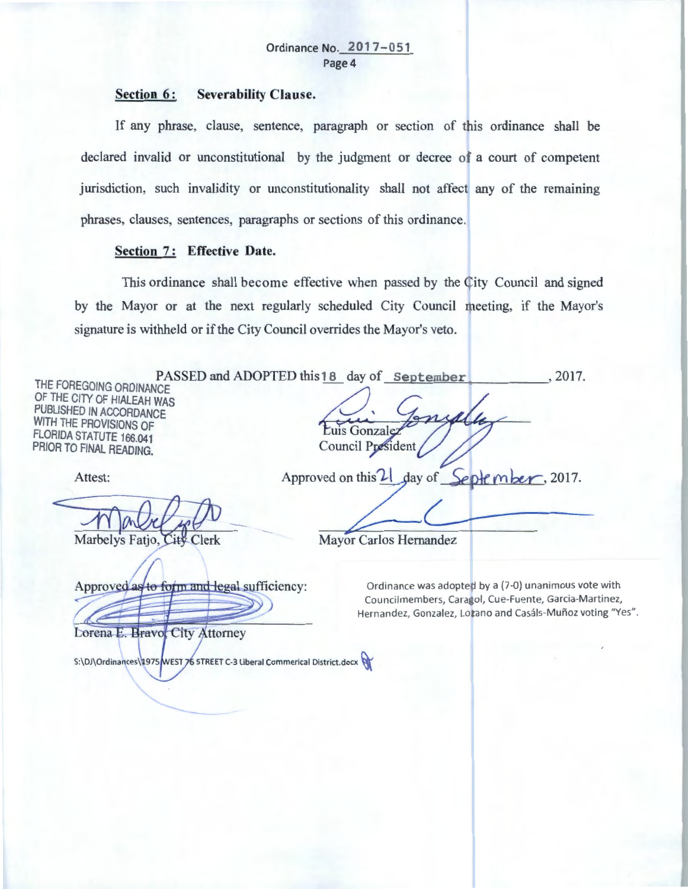Ordinance No. 2017-051

**Section 6: Severability Clause.**

If any phrase, clause, sentence, paragraph or section of this ordinance shall be declared invalid or unconstitutional by the judgment or decree of a court of competent jurisdiction, such invalidity or unconstitutionality shall not affect any of the remaining phrases, clauses, sentences, paragraphs or sections of this ordinance.

**Section 7: Effective Date.**

This ordinance shall become effective when passed by the City Council and signed by the Mayor or at the next regularly scheduled City Council meeting, if the Mayor's signature is withheld or if the City Council overrides the Mayor's veto.

PASSED and ADOPTED this 18 day of September, 2017.

THE FOREGOING ORDINANCE OF THE CITY OF HIALEAH WAS PUBLISHED IN ACCORDANCE WITH THE PROVISIONS OF FLORIDA STATUTE 166.041 PRIOR TO FINAL READING.

Luis Gonzalez
Council President

Attest:

Approved on this 21 day of September, 2017.

Marbelys Fatjo, City Clerk

Mayor Carlos Hernandez

Approved as to form and legal sufficiency:

Lorena E. Bravo, City Attorney

Ordinance was adopted by a (7-0) unanimous vote with Councilmembers, Caragol, Cue-Fuente, Garcia-Martinez, Hernandez, Gonzalez, Lozano and Casáls-Muñoz voting "Yes".

S:\DJ\Ordinances\1975 WEST 76 STREET C-3 Liberal Commerical District.docx